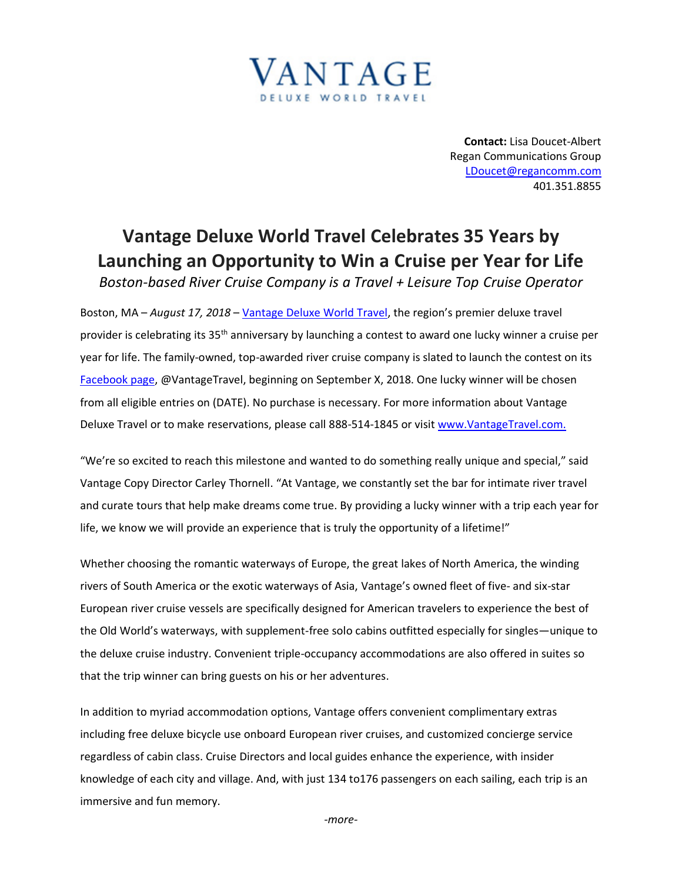# VANTAGE

DELUXE WORLD TRAVEL

**Contact:** Lisa Doucet-Albert
Regan Communications Group
LDoucet@regancomm.com
401.351.8855

## Vantage Deluxe World Travel Celebrates 35 Years by Launching an Opportunity to Win a Cruise per Year for Life

*Boston-based River Cruise Company is a Travel + Leisure Top Cruise Operator*

Boston, MA – *August 17, 2018* – Vantage Deluxe World Travel, the region's premier deluxe travel provider is celebrating its 35th anniversary by launching a contest to award one lucky winner a cruise per year for life. The family-owned, top-awarded river cruise company is slated to launch the contest on its Facebook page, @VantageTravel, beginning on September X, 2018. One lucky winner will be chosen from all eligible entries on (DATE). No purchase is necessary. For more information about Vantage Deluxe Travel or to make reservations, please call 888-514-1845 or visit www.VantageTravel.com.

"We're so excited to reach this milestone and wanted to do something really unique and special," said Vantage Copy Director Carley Thornell. "At Vantage, we constantly set the bar for intimate river travel and curate tours that help make dreams come true. By providing a lucky winner with a trip each year for life, we know we will provide an experience that is truly the opportunity of a lifetime!"

Whether choosing the romantic waterways of Europe, the great lakes of North America, the winding rivers of South America or the exotic waterways of Asia, Vantage's owned fleet of five- and six-star European river cruise vessels are specifically designed for American travelers to experience the best of the Old World's waterways, with supplement-free solo cabins outfitted especially for singles—unique to the deluxe cruise industry. Convenient triple-occupancy accommodations are also offered in suites so that the trip winner can bring guests on his or her adventures.

In addition to myriad accommodation options, Vantage offers convenient complimentary extras including free deluxe bicycle use onboard European river cruises, and customized concierge service regardless of cabin class. Cruise Directors and local guides enhance the experience, with insider knowledge of each city and village. And, with just 134 to176 passengers on each sailing, each trip is an immersive and fun memory.

*-more-*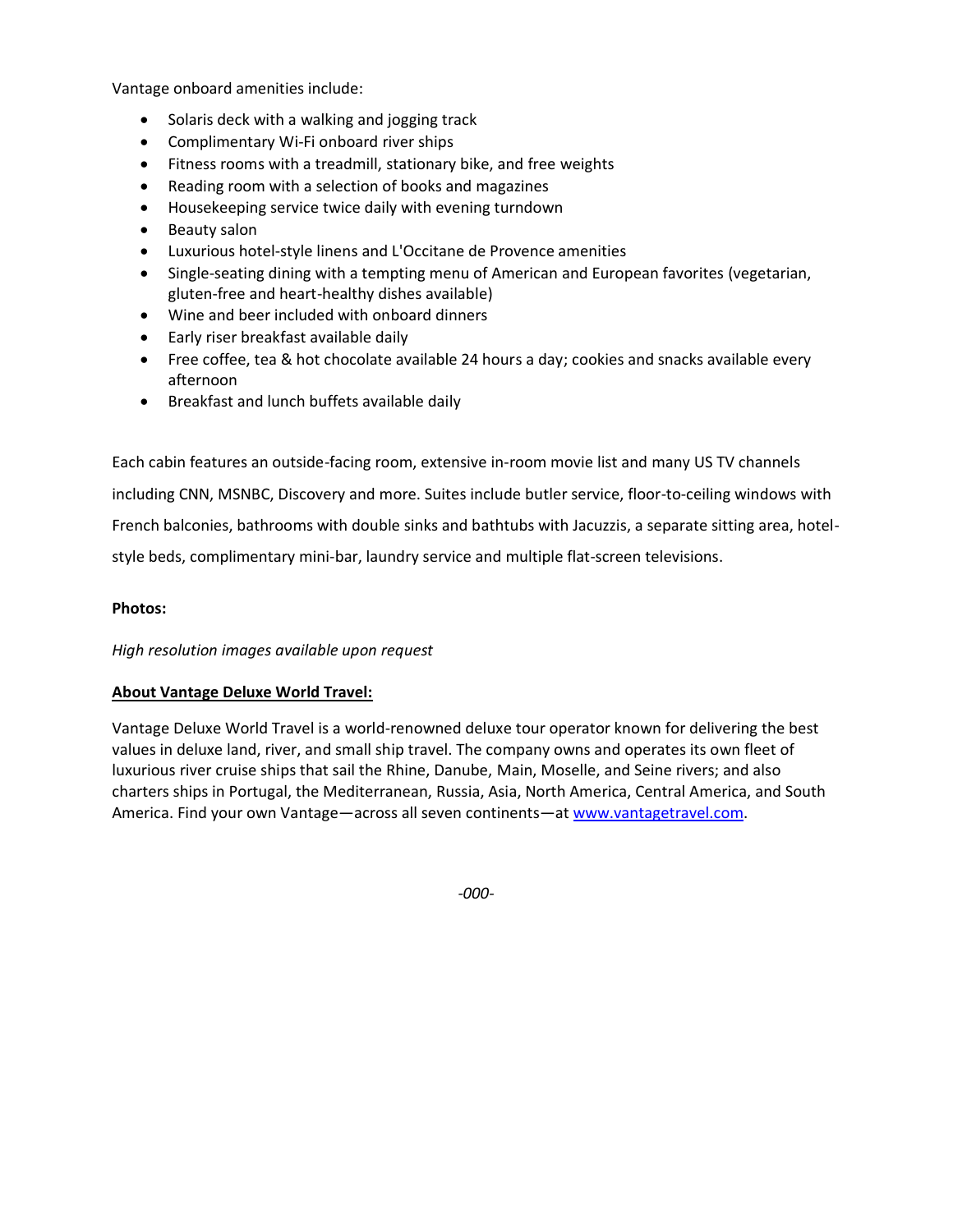Vantage onboard amenities include:

- Solaris deck with a walking and jogging track
- Complimentary Wi-Fi onboard river ships
- Fitness rooms with a treadmill, stationary bike, and free weights
- Reading room with a selection of books and magazines
- Housekeeping service twice daily with evening turndown
- Beauty salon
- Luxurious hotel-style linens and L'Occitane de Provence amenities
- Single-seating dining with a tempting menu of American and European favorites (vegetarian, gluten-free and heart-healthy dishes available)
- Wine and beer included with onboard dinners
- Early riser breakfast available daily
- Free coffee, tea & hot chocolate available 24 hours a day; cookies and snacks available every afternoon
- Breakfast and lunch buffets available daily

Each cabin features an outside-facing room, extensive in-room movie list and many US TV channels including CNN, MSNBC, Discovery and more. Suites include butler service, floor-to-ceiling windows with French balconies, bathrooms with double sinks and bathtubs with Jacuzzis, a separate sitting area, hotel-style beds, complimentary mini-bar, laundry service and multiple flat-screen televisions.

**Photos:**

*High resolution images available upon request*

**About Vantage Deluxe World Travel:**

Vantage Deluxe World Travel is a world-renowned deluxe tour operator known for delivering the best values in deluxe land, river, and small ship travel. The company owns and operates its own fleet of luxurious river cruise ships that sail the Rhine, Danube, Main, Moselle, and Seine rivers; and also charters ships in Portugal, the Mediterranean, Russia, Asia, North America, Central America, and South America. Find your own Vantage—across all seven continents—at www.vantagetravel.com.

*-000-*